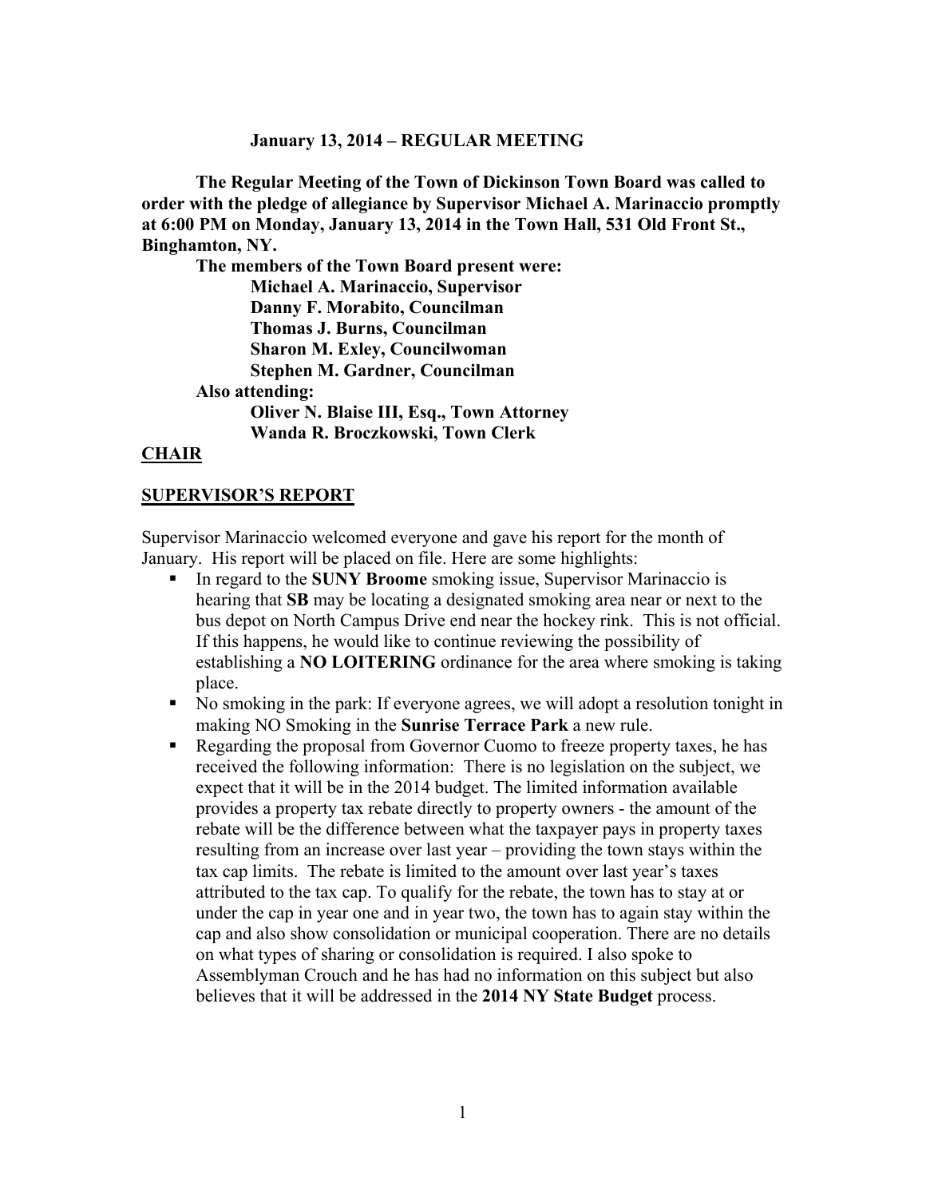**January 13, 2014 – REGULAR MEETING**

**The Regular Meeting of the Town of Dickinson Town Board was called to order with the pledge of allegiance by Supervisor Michael A. Marinaccio promptly at 6:00 PM on Monday, January 13, 2014 in the Town Hall, 531 Old Front St., Binghamton, NY.**

**The members of the Town Board present were:**

**Michael A. Marinaccio, Supervisor**
**Danny F. Morabito, Councilman**
**Thomas J. Burns, Councilman**
**Sharon M. Exley, Councilwoman**
**Stephen M. Gardner, Councilman**

**Also attending:**

**Oliver N. Blaise III, Esq., Town Attorney**
**Wanda R. Broczkowski, Town Clerk**

## CHAIR

## SUPERVISOR'S REPORT

Supervisor Marinaccio welcomed everyone and gave his report for the month of January. His report will be placed on file. Here are some highlights:

- In regard to the **SUNY Broome** smoking issue, Supervisor Marinaccio is hearing that **SB** may be locating a designated smoking area near or next to the bus depot on North Campus Drive end near the hockey rink. This is not official. If this happens, he would like to continue reviewing the possibility of establishing a **NO LOITERING** ordinance for the area where smoking is taking place.
- No smoking in the park: If everyone agrees, we will adopt a resolution tonight in making NO Smoking in the **Sunrise Terrace Park** a new rule.
- Regarding the proposal from Governor Cuomo to freeze property taxes, he has received the following information: There is no legislation on the subject, we expect that it will be in the 2014 budget. The limited information available provides a property tax rebate directly to property owners - the amount of the rebate will be the difference between what the taxpayer pays in property taxes resulting from an increase over last year – providing the town stays within the tax cap limits. The rebate is limited to the amount over last year's taxes attributed to the tax cap. To qualify for the rebate, the town has to stay at or under the cap in year one and in year two, the town has to again stay within the cap and also show consolidation or municipal cooperation. There are no details on what types of sharing or consolidation is required. I also spoke to Assemblyman Crouch and he has had no information on this subject but also believes that it will be addressed in the **2014 NY State Budget** process.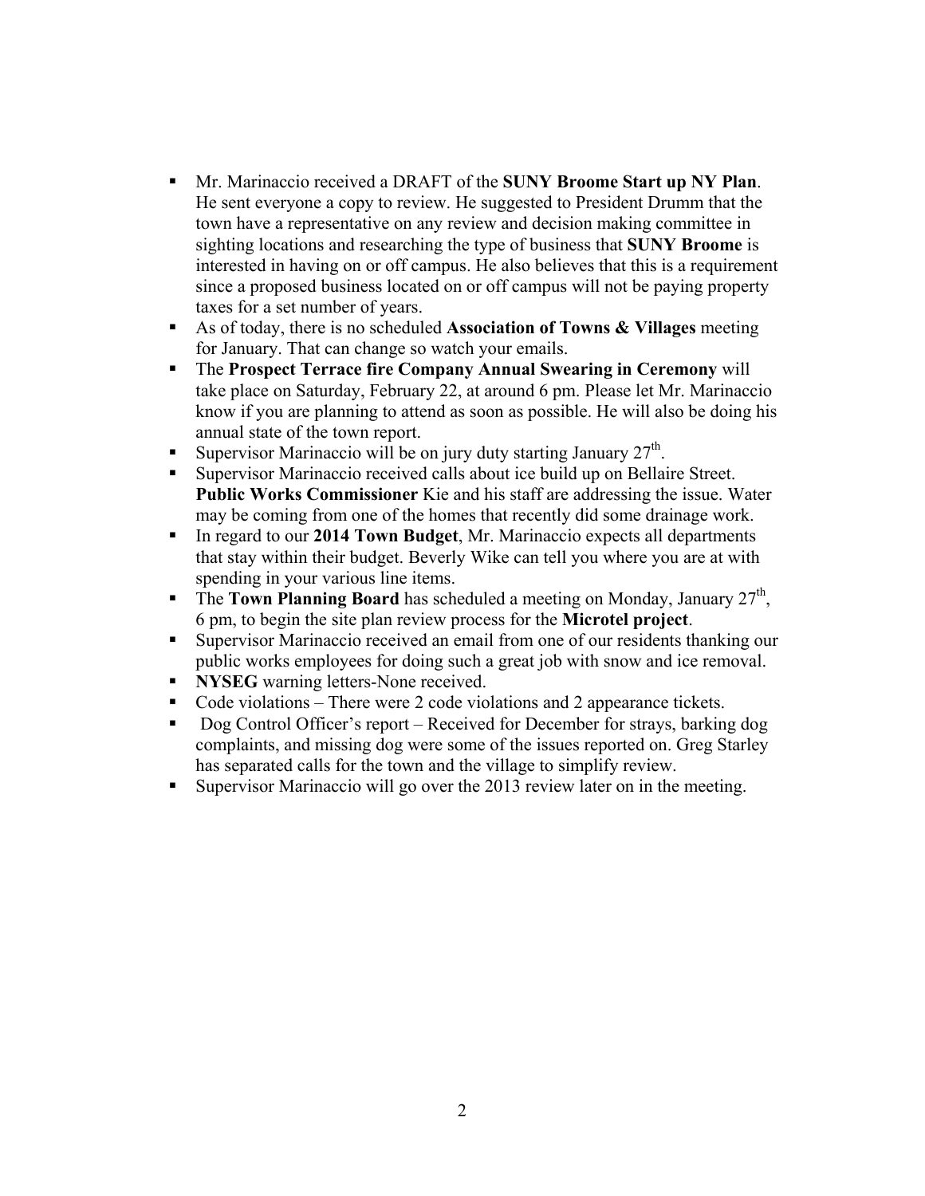- Mr. Marinaccio received a DRAFT of the **SUNY Broome Start up NY Plan**. He sent everyone a copy to review. He suggested to President Drumm that the town have a representative on any review and decision making committee in sighting locations and researching the type of business that **SUNY Broome** is interested in having on or off campus. He also believes that this is a requirement since a proposed business located on or off campus will not be paying property taxes for a set number of years.
- As of today, there is no scheduled **Association of Towns & Villages** meeting for January. That can change so watch your emails.
- The **Prospect Terrace fire Company Annual Swearing in Ceremony** will take place on Saturday, February 22, at around 6 pm. Please let Mr. Marinaccio know if you are planning to attend as soon as possible. He will also be doing his annual state of the town report.
- Supervisor Marinaccio will be on jury duty starting January 27th.
- Supervisor Marinaccio received calls about ice build up on Bellaire Street. **Public Works Commissioner** Kie and his staff are addressing the issue. Water may be coming from one of the homes that recently did some drainage work.
- In regard to our **2014 Town Budget**, Mr. Marinaccio expects all departments that stay within their budget. Beverly Wike can tell you where you are at with spending in your various line items.
- The **Town Planning Board** has scheduled a meeting on Monday, January 27th, 6 pm, to begin the site plan review process for the **Microtel project**.
- Supervisor Marinaccio received an email from one of our residents thanking our public works employees for doing such a great job with snow and ice removal.
- **NYSEG** warning letters-None received.
- Code violations – There were 2 code violations and 2 appearance tickets.
- Dog Control Officer's report – Received for December for strays, barking dog complaints, and missing dog were some of the issues reported on. Greg Starley has separated calls for the town and the village to simplify review.
- Supervisor Marinaccio will go over the 2013 review later on in the meeting.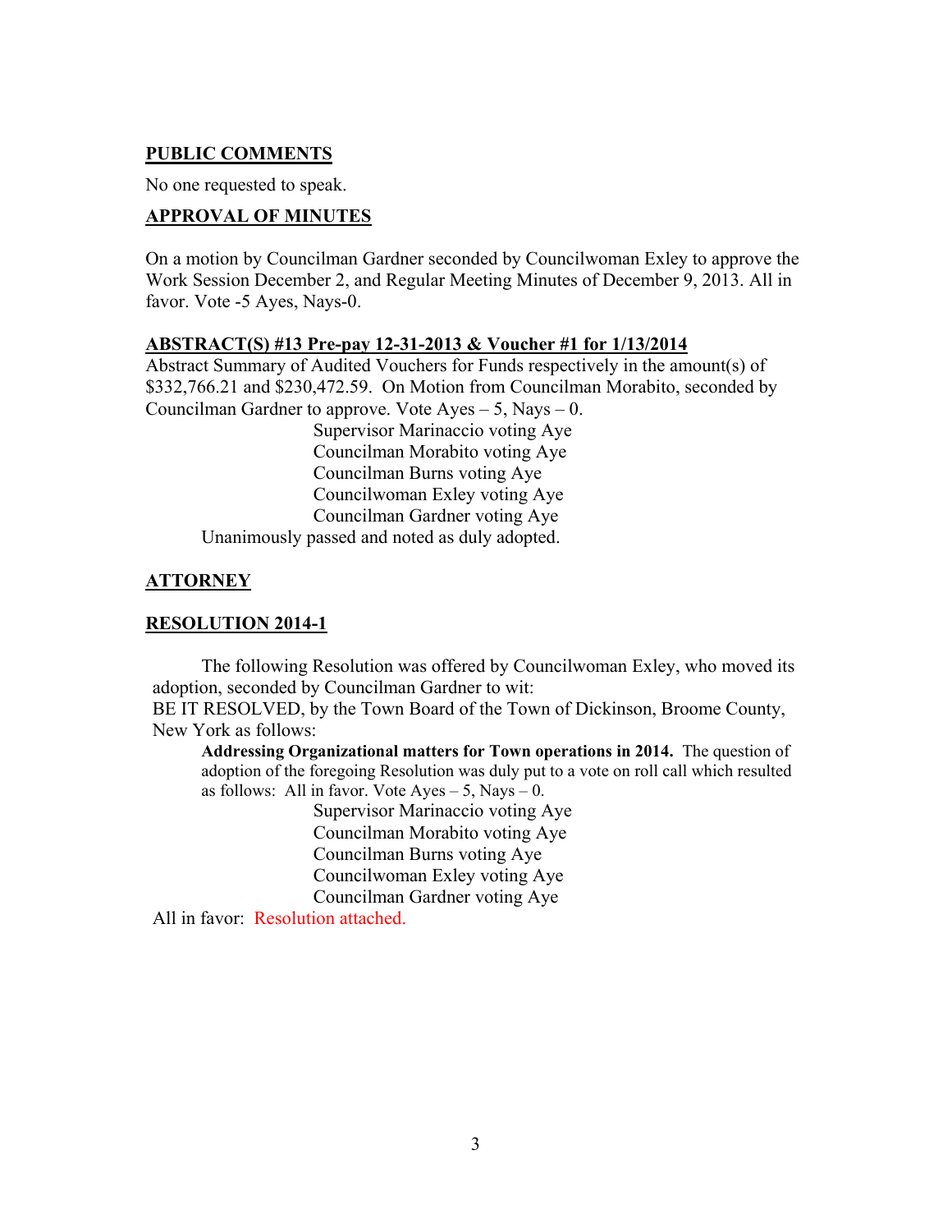## PUBLIC COMMENTS

No one requested to speak.

## APPROVAL OF MINUTES

On a motion by Councilman Gardner seconded by Councilwoman Exley to approve the Work Session December 2, and Regular Meeting Minutes of December 9, 2013. All in favor. Vote -5 Ayes, Nays-0.

## ABSTRACT(S) #13 Pre-pay 12-31-2013 & Voucher #1 for 1/13/2014

Abstract Summary of Audited Vouchers for Funds respectively in the amount(s) of $332,766.21 and $230,472.59. On Motion from Councilman Morabito, seconded by Councilman Gardner to approve. Vote Ayes – 5, Nays – 0.

Supervisor Marinaccio voting Aye
Councilman Morabito voting Aye
Councilman Burns voting Aye
Councilwoman Exley voting Aye
Councilman Gardner voting Aye

Unanimously passed and noted as duly adopted.

## ATTORNEY

## RESOLUTION 2014-1

The following Resolution was offered by Councilwoman Exley, who moved its adoption, seconded by Councilman Gardner to wit:

BE IT RESOLVED, by the Town Board of the Town of Dickinson, Broome County, New York as follows:

**Addressing Organizational matters for Town operations in 2014.** The question of adoption of the foregoing Resolution was duly put to a vote on roll call which resulted as follows: All in favor. Vote Ayes – 5, Nays – 0.

Supervisor Marinaccio voting Aye
Councilman Morabito voting Aye
Councilman Burns voting Aye
Councilwoman Exley voting Aye
Councilman Gardner voting Aye

All in favor: Resolution attached.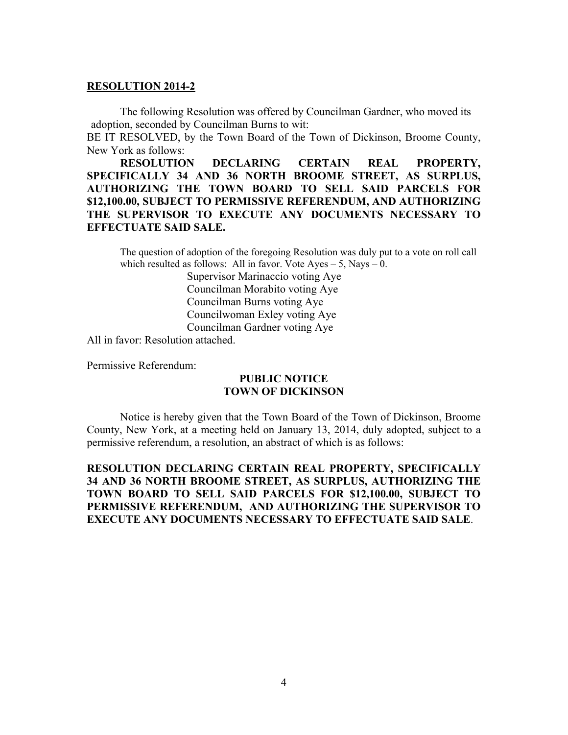**RESOLUTION 2014-2**

The following Resolution was offered by Councilman Gardner, who moved its adoption, seconded by Councilman Burns to wit:

BE IT RESOLVED, by the Town Board of the Town of Dickinson, Broome County, New York as follows:

**RESOLUTION DECLARING CERTAIN REAL PROPERTY, SPECIFICALLY 34 AND 36 NORTH BROOME STREET, AS SURPLUS, AUTHORIZING THE TOWN BOARD TO SELL SAID PARCELS FOR $12,100.00, SUBJECT TO PERMISSIVE REFERENDUM, AND AUTHORIZING THE SUPERVISOR TO EXECUTE ANY DOCUMENTS NECESSARY TO EFFECTUATE SAID SALE.**

The question of adoption of the foregoing Resolution was duly put to a vote on roll call which resulted as follows: All in favor. Vote Ayes – 5, Nays – 0.

Supervisor Marinaccio voting Aye
Councilman Morabito voting Aye
Councilman Burns voting Aye
Councilwoman Exley voting Aye
Councilman Gardner voting Aye

All in favor: Resolution attached.

Permissive Referendum:

**PUBLIC NOTICE**
**TOWN OF DICKINSON**

Notice is hereby given that the Town Board of the Town of Dickinson, Broome County, New York, at a meeting held on January 13, 2014, duly adopted, subject to a permissive referendum, a resolution, an abstract of which is as follows:

**RESOLUTION DECLARING CERTAIN REAL PROPERTY, SPECIFICALLY 34 AND 36 NORTH BROOME STREET, AS SURPLUS, AUTHORIZING THE TOWN BOARD TO SELL SAID PARCELS FOR $12,100.00, SUBJECT TO PERMISSIVE REFERENDUM, AND AUTHORIZING THE SUPERVISOR TO EXECUTE ANY DOCUMENTS NECESSARY TO EFFECTUATE SAID SALE**.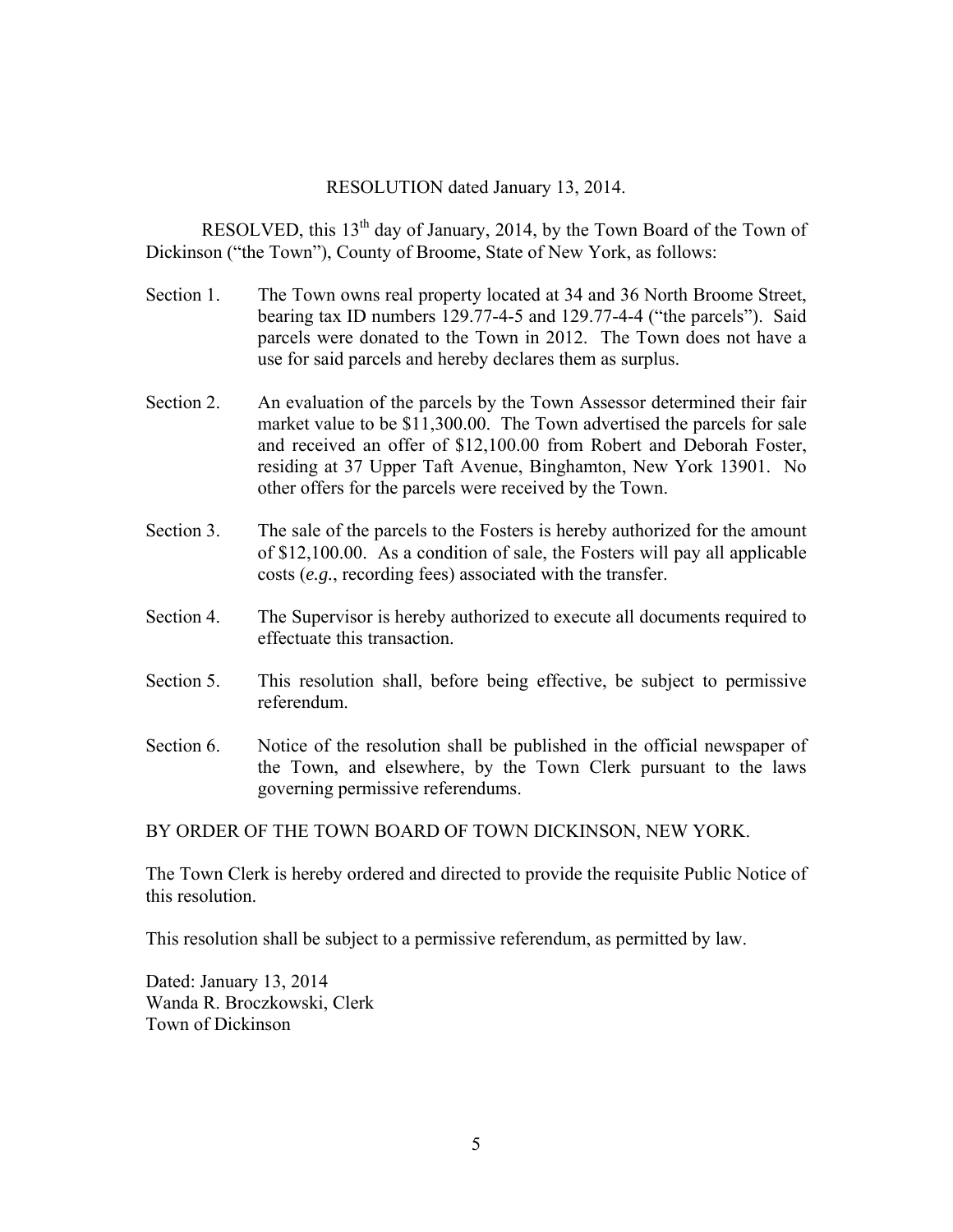RESOLUTION dated January 13, 2014.

RESOLVED, this 13th day of January, 2014, by the Town Board of the Town of Dickinson ("the Town"), County of Broome, State of New York, as follows:

Section 1. The Town owns real property located at 34 and 36 North Broome Street, bearing tax ID numbers 129.77-4-5 and 129.77-4-4 ("the parcels"). Said parcels were donated to the Town in 2012. The Town does not have a use for said parcels and hereby declares them as surplus.

Section 2. An evaluation of the parcels by the Town Assessor determined their fair market value to be $11,300.00. The Town advertised the parcels for sale and received an offer of $12,100.00 from Robert and Deborah Foster, residing at 37 Upper Taft Avenue, Binghamton, New York 13901. No other offers for the parcels were received by the Town.

Section 3. The sale of the parcels to the Fosters is hereby authorized for the amount of $12,100.00. As a condition of sale, the Fosters will pay all applicable costs (*e.g.*, recording fees) associated with the transfer.

Section 4. The Supervisor is hereby authorized to execute all documents required to effectuate this transaction.

Section 5. This resolution shall, before being effective, be subject to permissive referendum.

Section 6. Notice of the resolution shall be published in the official newspaper of the Town, and elsewhere, by the Town Clerk pursuant to the laws governing permissive referendums.

BY ORDER OF THE TOWN BOARD OF TOWN DICKINSON, NEW YORK.

The Town Clerk is hereby ordered and directed to provide the requisite Public Notice of this resolution.

This resolution shall be subject to a permissive referendum, as permitted by law.

Dated: January 13, 2014
Wanda R. Broczkowski, Clerk
Town of Dickinson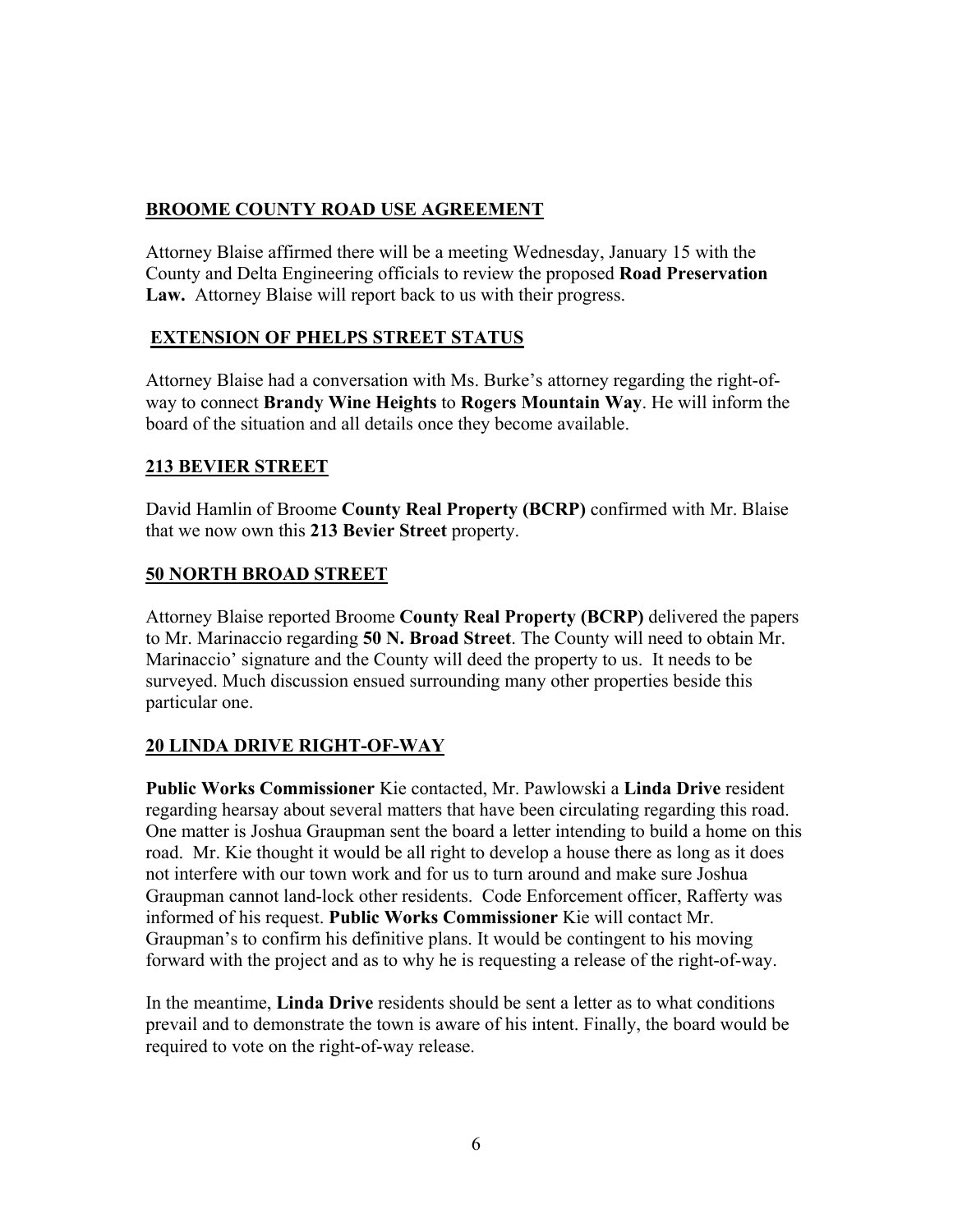## BROOME COUNTY ROAD USE AGREEMENT

Attorney Blaise affirmed there will be a meeting Wednesday, January 15 with the County and Delta Engineering officials to review the proposed **Road Preservation Law.** Attorney Blaise will report back to us with their progress.

## EXTENSION OF PHELPS STREET STATUS

Attorney Blaise had a conversation with Ms. Burke's attorney regarding the right-of-way to connect **Brandy Wine Heights** to **Rogers Mountain Way**. He will inform the board of the situation and all details once they become available.

## 213 BEVIER STREET

David Hamlin of Broome **County Real Property (BCRP)** confirmed with Mr. Blaise that we now own this **213 Bevier Street** property.

## 50 NORTH BROAD STREET

Attorney Blaise reported Broome **County Real Property (BCRP)** delivered the papers to Mr. Marinaccio regarding **50 N. Broad Street**. The County will need to obtain Mr. Marinaccio' signature and the County will deed the property to us. It needs to be surveyed. Much discussion ensued surrounding many other properties beside this particular one.

## 20 LINDA DRIVE RIGHT-OF-WAY

**Public Works Commissioner** Kie contacted, Mr. Pawlowski a **Linda Drive** resident regarding hearsay about several matters that have been circulating regarding this road. One matter is Joshua Graupman sent the board a letter intending to build a home on this road. Mr. Kie thought it would be all right to develop a house there as long as it does not interfere with our town work and for us to turn around and make sure Joshua Graupman cannot land-lock other residents. Code Enforcement officer, Rafferty was informed of his request. **Public Works Commissioner** Kie will contact Mr. Graupman's to confirm his definitive plans. It would be contingent to his moving forward with the project and as to why he is requesting a release of the right-of-way.

In the meantime, **Linda Drive** residents should be sent a letter as to what conditions prevail and to demonstrate the town is aware of his intent. Finally, the board would be required to vote on the right-of-way release.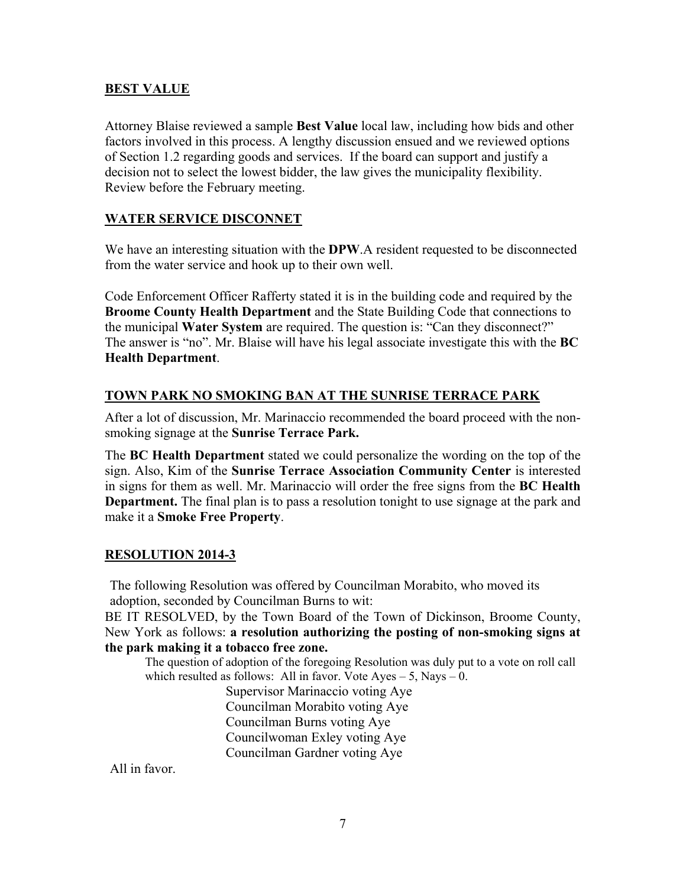## BEST VALUE

Attorney Blaise reviewed a sample **Best Value** local law, including how bids and other factors involved in this process. A lengthy discussion ensued and we reviewed options of Section 1.2 regarding goods and services. If the board can support and justify a decision not to select the lowest bidder, the law gives the municipality flexibility. Review before the February meeting.

## WATER SERVICE DISCONNET

We have an interesting situation with the **DPW**.A resident requested to be disconnected from the water service and hook up to their own well.

Code Enforcement Officer Rafferty stated it is in the building code and required by the **Broome County Health Department** and the State Building Code that connections to the municipal **Water System** are required. The question is: "Can they disconnect?" The answer is "no". Mr. Blaise will have his legal associate investigate this with the **BC Health Department**.

## TOWN PARK NO SMOKING BAN AT THE SUNRISE TERRACE PARK

After a lot of discussion, Mr. Marinaccio recommended the board proceed with the non-smoking signage at the **Sunrise Terrace Park.**

The **BC Health Department** stated we could personalize the wording on the top of the sign. Also, Kim of the **Sunrise Terrace Association Community Center** is interested in signs for them as well. Mr. Marinaccio will order the free signs from the **BC Health Department.** The final plan is to pass a resolution tonight to use signage at the park and make it a **Smoke Free Property**.

## RESOLUTION 2014-3

The following Resolution was offered by Councilman Morabito, who moved its adoption, seconded by Councilman Burns to wit:

BE IT RESOLVED, by the Town Board of the Town of Dickinson, Broome County, New York as follows: **a resolution authorizing the posting of non-smoking signs at the park making it a tobacco free zone.**

The question of adoption of the foregoing Resolution was duly put to a vote on roll call which resulted as follows: All in favor. Vote Ayes – 5, Nays – 0.

Supervisor Marinaccio voting Aye
Councilman Morabito voting Aye
Councilman Burns voting Aye
Councilwoman Exley voting Aye
Councilman Gardner voting Aye

All in favor.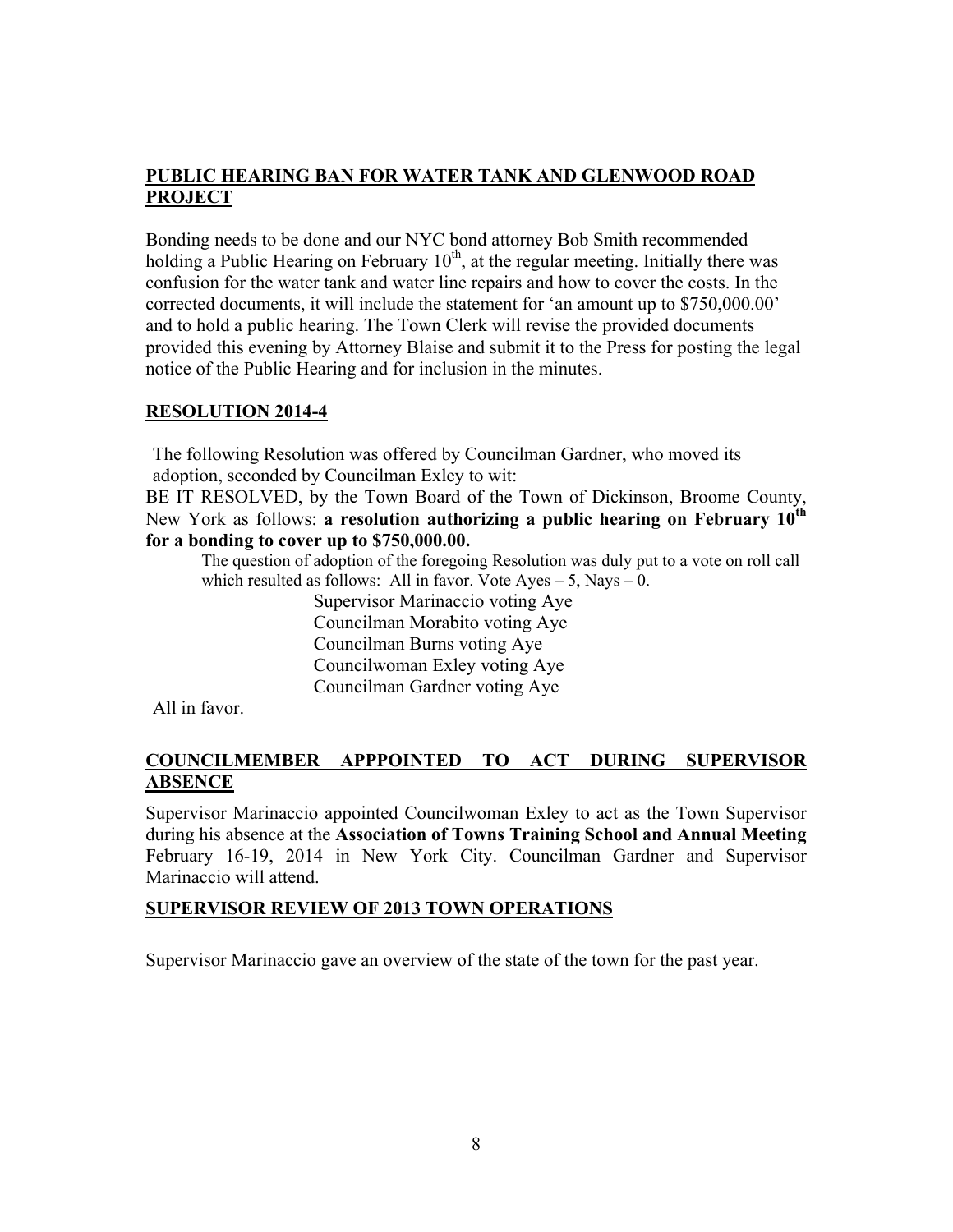**PUBLIC HEARING BAN FOR WATER TANK AND GLENWOOD ROAD PROJECT**

Bonding needs to be done and our NYC bond attorney Bob Smith recommended holding a Public Hearing on February 10th, at the regular meeting. Initially there was confusion for the water tank and water line repairs and how to cover the costs. In the corrected documents, it will include the statement for 'an amount up to $750,000.00' and to hold a public hearing. The Town Clerk will revise the provided documents provided this evening by Attorney Blaise and submit it to the Press for posting the legal notice of the Public Hearing and for inclusion in the minutes.

**RESOLUTION 2014-4**

The following Resolution was offered by Councilman Gardner, who moved its adoption, seconded by Councilman Exley to wit:

BE IT RESOLVED, by the Town Board of the Town of Dickinson, Broome County, New York as follows: **a resolution authorizing a public hearing on February 10th for a bonding to cover up to $750,000.00.**

The question of adoption of the foregoing Resolution was duly put to a vote on roll call which resulted as follows: All in favor. Vote Ayes – 5, Nays – 0.

Supervisor Marinaccio voting Aye
Councilman Morabito voting Aye
Councilman Burns voting Aye
Councilwoman Exley voting Aye
Councilman Gardner voting Aye

All in favor.

**COUNCILMEMBER APPPOINTED TO ACT DURING SUPERVISOR ABSENCE**

Supervisor Marinaccio appointed Councilwoman Exley to act as the Town Supervisor during his absence at the **Association of Towns Training School and Annual Meeting** February 16-19, 2014 in New York City. Councilman Gardner and Supervisor Marinaccio will attend.

**SUPERVISOR REVIEW OF 2013 TOWN OPERATIONS**

Supervisor Marinaccio gave an overview of the state of the town for the past year.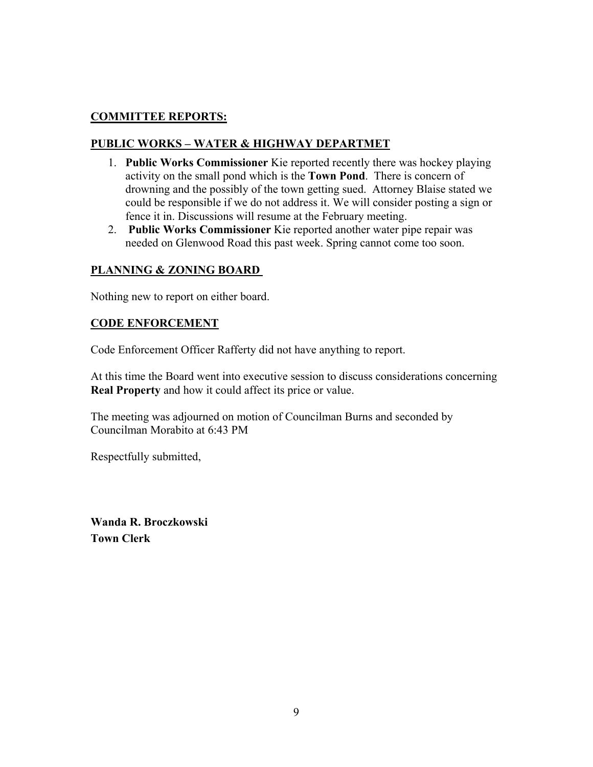**COMMITTEE REPORTS:**

**PUBLIC WORKS – WATER & HIGHWAY DEPARTMET**

1. **Public Works Commissioner** Kie reported recently there was hockey playing activity on the small pond which is the **Town Pond**. There is concern of drowning and the possibly of the town getting sued. Attorney Blaise stated we could be responsible if we do not address it. We will consider posting a sign or fence it in. Discussions will resume at the February meeting.
2. **Public Works Commissioner** Kie reported another water pipe repair was needed on Glenwood Road this past week. Spring cannot come too soon.

**PLANNING & ZONING BOARD**

Nothing new to report on either board.

**CODE ENFORCEMENT**

Code Enforcement Officer Rafferty did not have anything to report.

At this time the Board went into executive session to discuss considerations concerning **Real Property** and how it could affect its price or value.

The meeting was adjourned on motion of Councilman Burns and seconded by Councilman Morabito at 6:43 PM

Respectfully submitted,

**Wanda R. Broczkowski**
**Town Clerk**